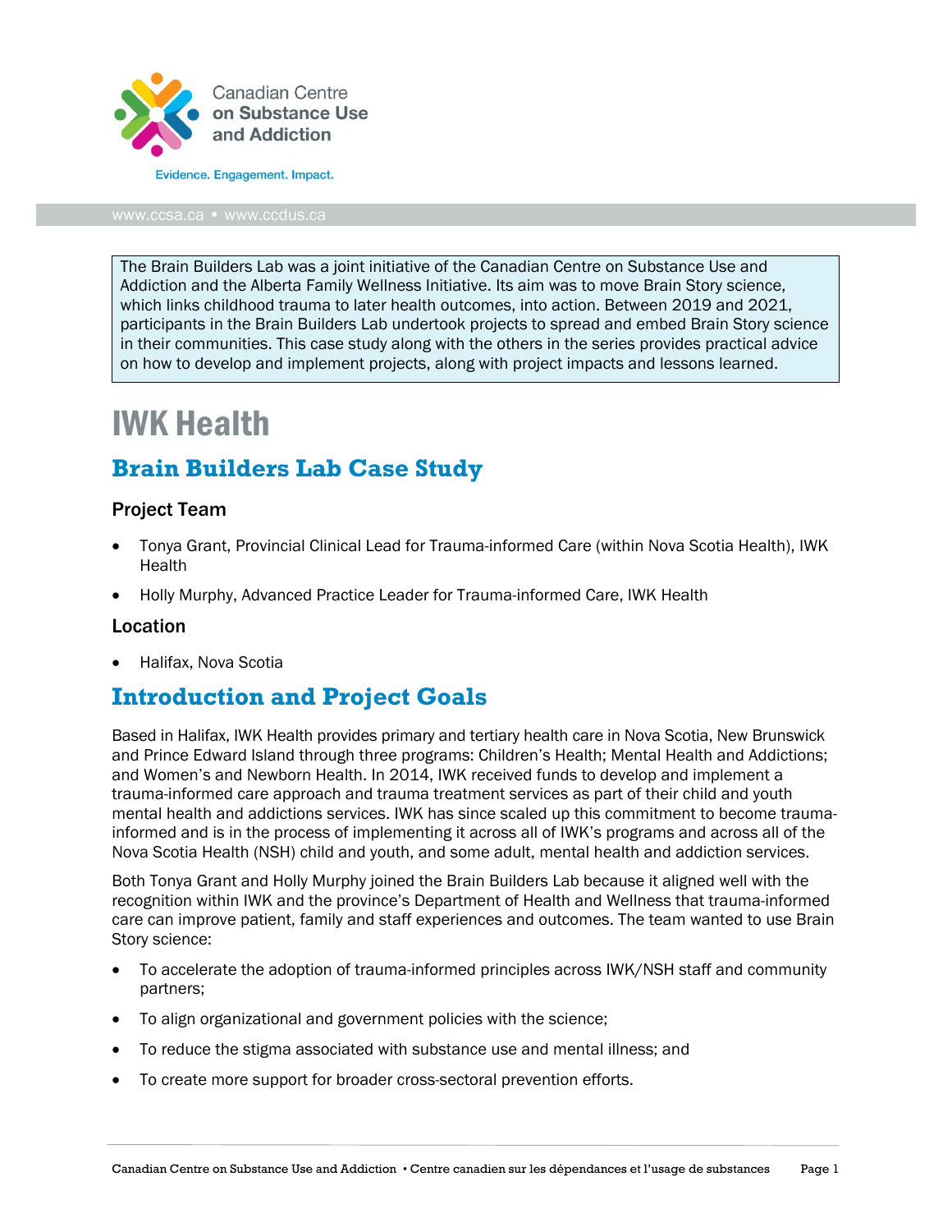Canadian Centre on Substance Use and Addiction

Evidence. Engagement. Impact.

www.ccsa.ca • www.ccdus.ca

> The Brain Builders Lab was a joint initiative of the Canadian Centre on Substance Use and Addiction and the Alberta Family Wellness Initiative. Its aim was to move Brain Story science, which links childhood trauma to later health outcomes, into action. Between 2019 and 2021, participants in the Brain Builders Lab undertook projects to spread and embed Brain Story science in their communities. This case study along with the others in the series provides practical advice on how to develop and implement projects, along with project impacts and lessons learned.

# IWK Health

## Brain Builders Lab Case Study

### Project Team

- Tonya Grant, Provincial Clinical Lead for Trauma-informed Care (within Nova Scotia Health), IWK Health
- Holly Murphy, Advanced Practice Leader for Trauma-informed Care, IWK Health

### Location

- Halifax, Nova Scotia

## Introduction and Project Goals

Based in Halifax, IWK Health provides primary and tertiary health care in Nova Scotia, New Brunswick and Prince Edward Island through three programs: Children's Health; Mental Health and Addictions; and Women's and Newborn Health. In 2014, IWK received funds to develop and implement a trauma-informed care approach and trauma treatment services as part of their child and youth mental health and addictions services. IWK has since scaled up this commitment to become trauma-informed and is in the process of implementing it across all of IWK's programs and across all of the Nova Scotia Health (NSH) child and youth, and some adult, mental health and addiction services.

Both Tonya Grant and Holly Murphy joined the Brain Builders Lab because it aligned well with the recognition within IWK and the province's Department of Health and Wellness that trauma-informed care can improve patient, family and staff experiences and outcomes. The team wanted to use Brain Story science:

- To accelerate the adoption of trauma-informed principles across IWK/NSH staff and community partners;
- To align organizational and government policies with the science;
- To reduce the stigma associated with substance use and mental illness; and
- To create more support for broader cross-sectoral prevention efforts.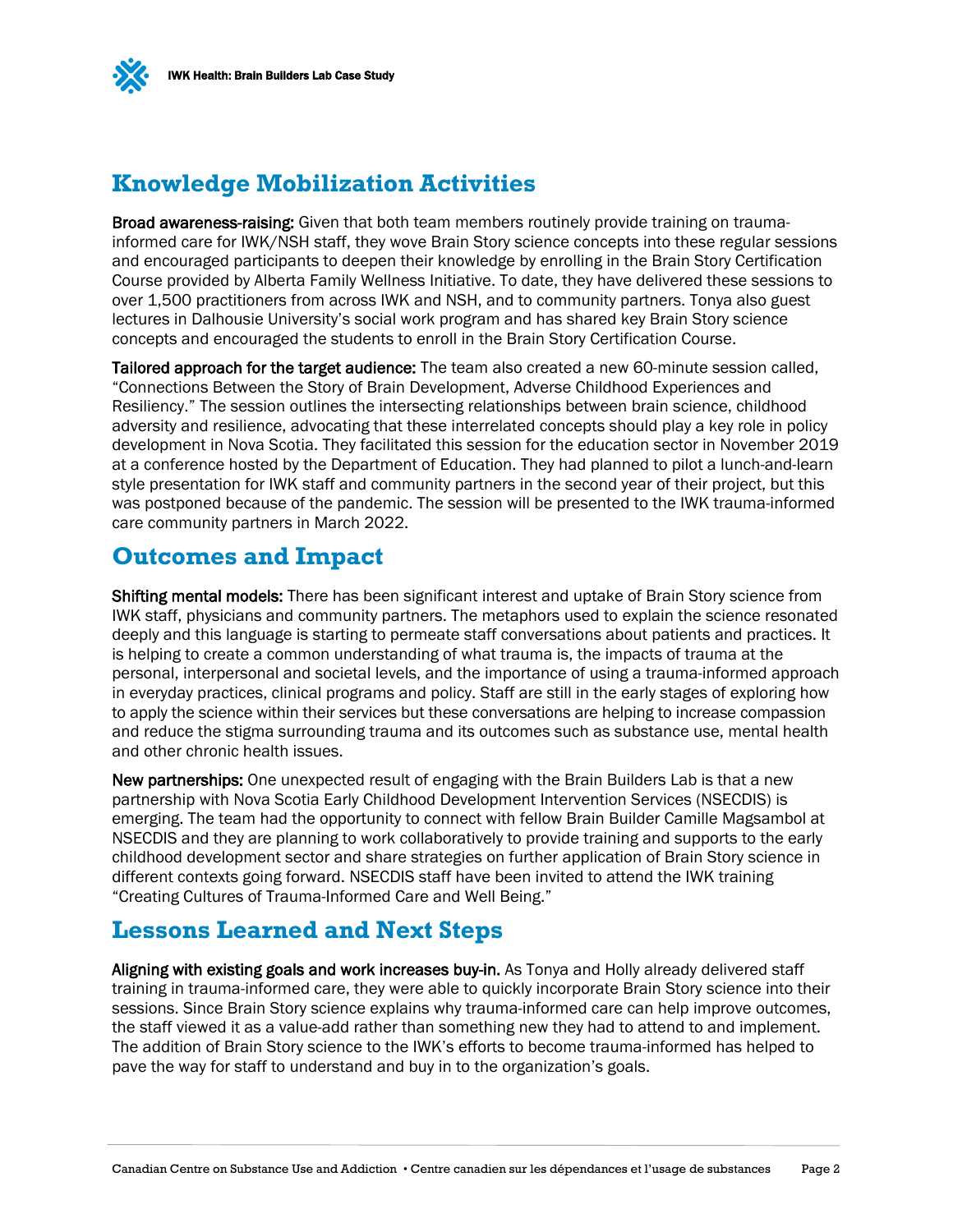## Knowledge Mobilization Activities

**Broad awareness-raising:** Given that both team members routinely provide training on trauma-informed care for IWK/NSH staff, they wove Brain Story science concepts into these regular sessions and encouraged participants to deepen their knowledge by enrolling in the Brain Story Certification Course provided by Alberta Family Wellness Initiative. To date, they have delivered these sessions to over 1,500 practitioners from across IWK and NSH, and to community partners. Tonya also guest lectures in Dalhousie University's social work program and has shared key Brain Story science concepts and encouraged the students to enroll in the Brain Story Certification Course.

**Tailored approach for the target audience:** The team also created a new 60-minute session called, "Connections Between the Story of Brain Development, Adverse Childhood Experiences and Resiliency." The session outlines the intersecting relationships between brain science, childhood adversity and resilience, advocating that these interrelated concepts should play a key role in policy development in Nova Scotia. They facilitated this session for the education sector in November 2019 at a conference hosted by the Department of Education. They had planned to pilot a lunch-and-learn style presentation for IWK staff and community partners in the second year of their project, but this was postponed because of the pandemic. The session will be presented to the IWK trauma-informed care community partners in March 2022.

## Outcomes and Impact

**Shifting mental models:** There has been significant interest and uptake of Brain Story science from IWK staff, physicians and community partners. The metaphors used to explain the science resonated deeply and this language is starting to permeate staff conversations about patients and practices. It is helping to create a common understanding of what trauma is, the impacts of trauma at the personal, interpersonal and societal levels, and the importance of using a trauma-informed approach in everyday practices, clinical programs and policy. Staff are still in the early stages of exploring how to apply the science within their services but these conversations are helping to increase compassion and reduce the stigma surrounding trauma and its outcomes such as substance use, mental health and other chronic health issues.

**New partnerships:** One unexpected result of engaging with the Brain Builders Lab is that a new partnership with Nova Scotia Early Childhood Development Intervention Services (NSECDIS) is emerging. The team had the opportunity to connect with fellow Brain Builder Camille Magsambol at NSECDIS and they are planning to work collaboratively to provide training and supports to the early childhood development sector and share strategies on further application of Brain Story science in different contexts going forward. NSECDIS staff have been invited to attend the IWK training "Creating Cultures of Trauma-Informed Care and Well Being."

## Lessons Learned and Next Steps

**Aligning with existing goals and work increases buy-in.** As Tonya and Holly already delivered staff training in trauma-informed care, they were able to quickly incorporate Brain Story science into their sessions. Since Brain Story science explains why trauma-informed care can help improve outcomes, the staff viewed it as a value-add rather than something new they had to attend to and implement. The addition of Brain Story science to the IWK's efforts to become trauma-informed has helped to pave the way for staff to understand and buy in to the organization's goals.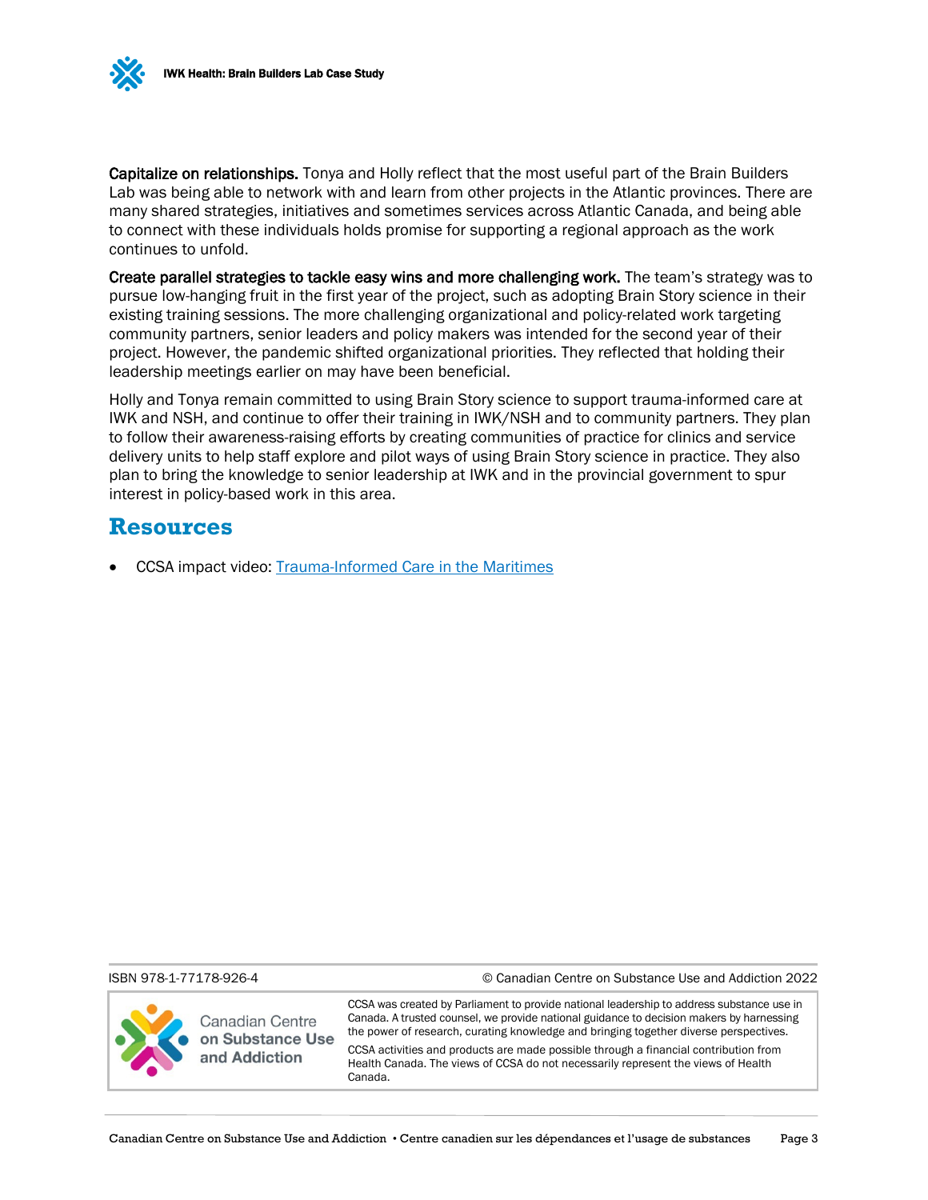**Capitalize on relationships.** Tonya and Holly reflect that the most useful part of the Brain Builders Lab was being able to network with and learn from other projects in the Atlantic provinces. There are many shared strategies, initiatives and sometimes services across Atlantic Canada, and being able to connect with these individuals holds promise for supporting a regional approach as the work continues to unfold.

**Create parallel strategies to tackle easy wins and more challenging work.** The team's strategy was to pursue low-hanging fruit in the first year of the project, such as adopting Brain Story science in their existing training sessions. The more challenging organizational and policy-related work targeting community partners, senior leaders and policy makers was intended for the second year of their project. However, the pandemic shifted organizational priorities. They reflected that holding their leadership meetings earlier on may have been beneficial.

Holly and Tonya remain committed to using Brain Story science to support trauma-informed care at IWK and NSH, and continue to offer their training in IWK/NSH and to community partners. They plan to follow their awareness-raising efforts by creating communities of practice for clinics and service delivery units to help staff explore and pilot ways of using Brain Story science in practice. They also plan to bring the knowledge to senior leadership at IWK and in the provincial government to spur interest in policy-based work in this area.

## Resources

- CCSA impact video: Trauma-Informed Care in the Maritimes

ISBN 978-1-77178-926-4

© Canadian Centre on Substance Use and Addiction 2022

Canadian Centre on Substance Use and Addiction

CCSA was created by Parliament to provide national leadership to address substance use in Canada. A trusted counsel, we provide national guidance to decision makers by harnessing the power of research, curating knowledge and bringing together diverse perspectives.

CCSA activities and products are made possible through a financial contribution from Health Canada. The views of CCSA do not necessarily represent the views of Health Canada.